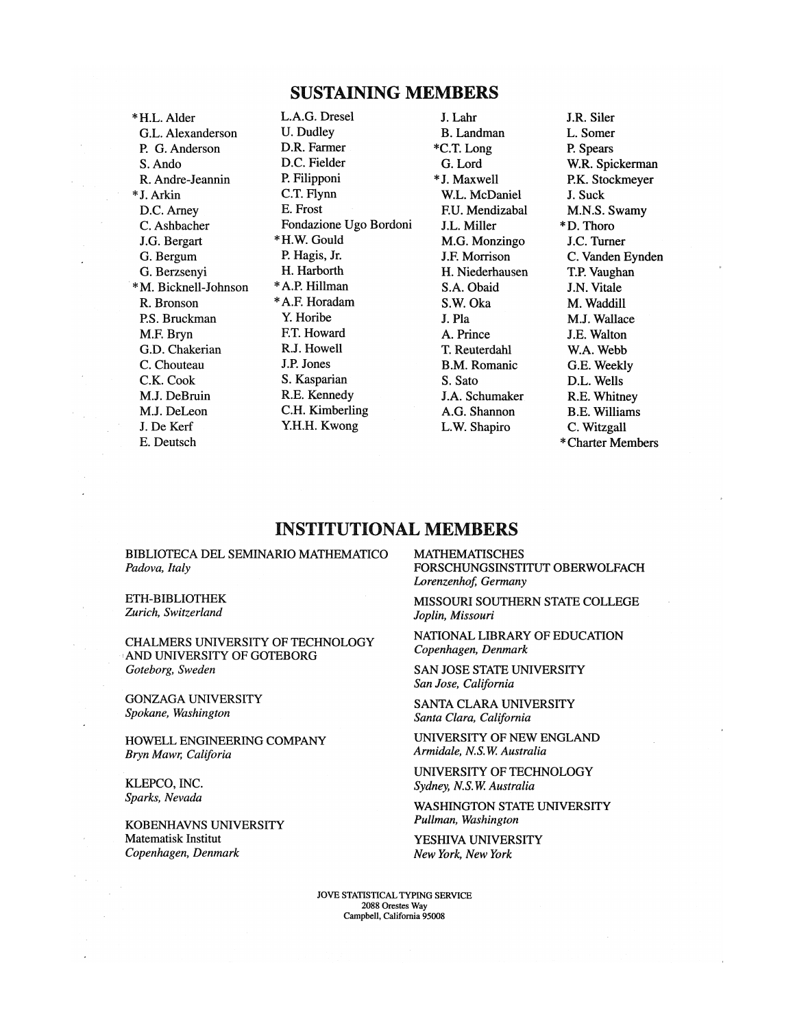## SUSTAINING MEMBERS

*H.L. Alder
G.L. Alexanderson
P. G. Anderson
S. Ando
R. Andre-Jeannin
*J. Arkin
D.C. Arney
C. Ashbacher
J.G. Bergart
G. Bergum
G. Berzsenyi
*M. Bicknell-Johnson
R. Bronson
P.S. Bruckman
M.F. Bryn
G.D. Chakerian
C. Chouteau
C.K. Cook
M.J. DeBruin
M.J. DeLeon
J. De Kerf
E. Deutsch
L.A.G. Dresel
U. Dudley
D.R. Farmer
D.C. Fielder
P. Filipponi
C.T. Flynn
E. Frost
Fondazione Ugo Bordoni
*H.W. Gould
P. Hagis, Jr.
H. Harborth
*A.P. Hillman
*A.F. Horadam
Y. Horibe
F.T. Howard
R.J. Howell
J.P. Jones
S. Kasparian
R.E. Kennedy
C.H. Kimberling
Y.H.H. Kwong
J. Lahr
B. Landman
*C.T. Long
G. Lord
*J. Maxwell
W.L. McDaniel
F.U. Mendizabal
J.L. Miller
M.G. Monzingo
J.F. Morrison
H. Niederhausen
S.A. Obaid
S.W. Oka
J. Pla
A. Prince
T. Reuterdahl
B.M. Romanic
S. Sato
J.A. Schumaker
A.G. Shannon
L.W. Shapiro
J.R. Siler
L. Somer
P. Spears
W.R. Spickerman
P.K. Stockmeyer
J. Suck
M.N.S. Swamy
*D. Thoro
J.C. Turner
C. Vanden Eynden
T.P. Vaughan
J.N. Vitale
M. Waddill
M.J. Wallace
J.E. Walton
W.A. Webb
G.E. Weekly
D.L. Wells
R.E. Whitney
B.E. Williams
C. Witzgall

*Charter Members

## INSTITUTIONAL MEMBERS

BIBLIOTECA DEL SEMINARIO MATHEMATICO
*Padova, Italy*

ETH-BIBLIOTHEK
*Zurich, Switzerland*

CHALMERS UNIVERSITY OF TECHNOLOGY AND UNIVERSITY OF GOTEBORG
*Goteborg, Sweden*

GONZAGA UNIVERSITY
*Spokane, Washington*

HOWELL ENGINEERING COMPANY
*Bryn Mawr, Califoria*

KLEPCO, INC.
*Sparks, Nevada*

KOBENHAVNS UNIVERSITY
Matematisk Institut
*Copenhagen, Denmark*

MATHEMATISCHES FORSCHUNGSINSTITUT OBERWOLFACH
*Lorenzenhof, Germany*

MISSOURI SOUTHERN STATE COLLEGE
*Joplin, Missouri*

NATIONAL LIBRARY OF EDUCATION
*Copenhagen, Denmark*

SAN JOSE STATE UNIVERSITY
*San Jose, California*

SANTA CLARA UNIVERSITY
*Santa Clara, California*

UNIVERSITY OF NEW ENGLAND
*Armidale, N.S.W. Australia*

UNIVERSITY OF TECHNOLOGY
*Sydney, N.S.W. Australia*

WASHINGTON STATE UNIVERSITY
*Pullman, Washington*

YESHIVA UNIVERSITY
*New York, New York*

JOVE STATISTICAL TYPING SERVICE
2088 Orestes Way
Campbell, California 95008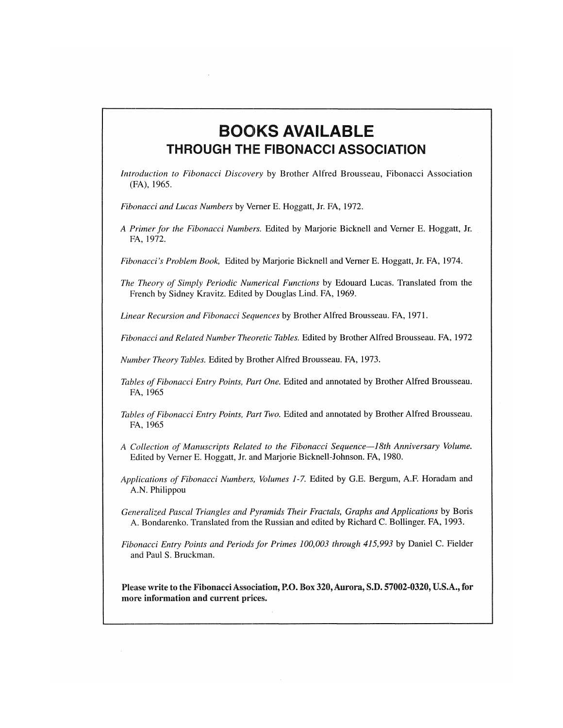# BOOKS AVAILABLE
## THROUGH THE FIBONACCI ASSOCIATION

*Introduction to Fibonacci Discovery* by Brother Alfred Brousseau, Fibonacci Association (FA), 1965.

*Fibonacci and Lucas Numbers* by Verner E. Hoggatt, Jr. FA, 1972.

*A Primer for the Fibonacci Numbers.* Edited by Marjorie Bicknell and Verner E. Hoggatt, Jr. FA, 1972.

*Fibonacci's Problem Book,* Edited by Marjorie Bicknell and Verner E. Hoggatt, Jr. FA, 1974.

*The Theory of Simply Periodic Numerical Functions* by Edouard Lucas. Translated from the French by Sidney Kravitz. Edited by Douglas Lind. FA, 1969.

*Linear Recursion and Fibonacci Sequences* by Brother Alfred Brousseau. FA, 1971.

*Fibonacci and Related Number Theoretic Tables.* Edited by Brother Alfred Brousseau. FA, 1972

*Number Theory Tables.* Edited by Brother Alfred Brousseau. FA, 1973.

*Tables of Fibonacci Entry Points, Part One.* Edited and annotated by Brother Alfred Brousseau. FA, 1965

*Tables of Fibonacci Entry Points, Part Two.* Edited and annotated by Brother Alfred Brousseau. FA, 1965

*A Collection of Manuscripts Related to the Fibonacci Sequence—18th Anniversary Volume.* Edited by Verner E. Hoggatt, Jr. and Marjorie Bicknell-Johnson. FA, 1980.

*Applications of Fibonacci Numbers, Volumes 1-7.* Edited by G.E. Bergum, A.F. Horadam and A.N. Philippou

*Generalized Pascal Triangles and Pyramids Their Fractals, Graphs and Applications* by Boris A. Bondarenko. Translated from the Russian and edited by Richard C. Bollinger. FA, 1993.

*Fibonacci Entry Points and Periods for Primes 100,003 through 415,993* by Daniel C. Fielder and Paul S. Bruckman.

**Please write to the Fibonacci Association, P.O. Box 320, Aurora, S.D. 57002-0320, U.S.A., for more information and current prices.**